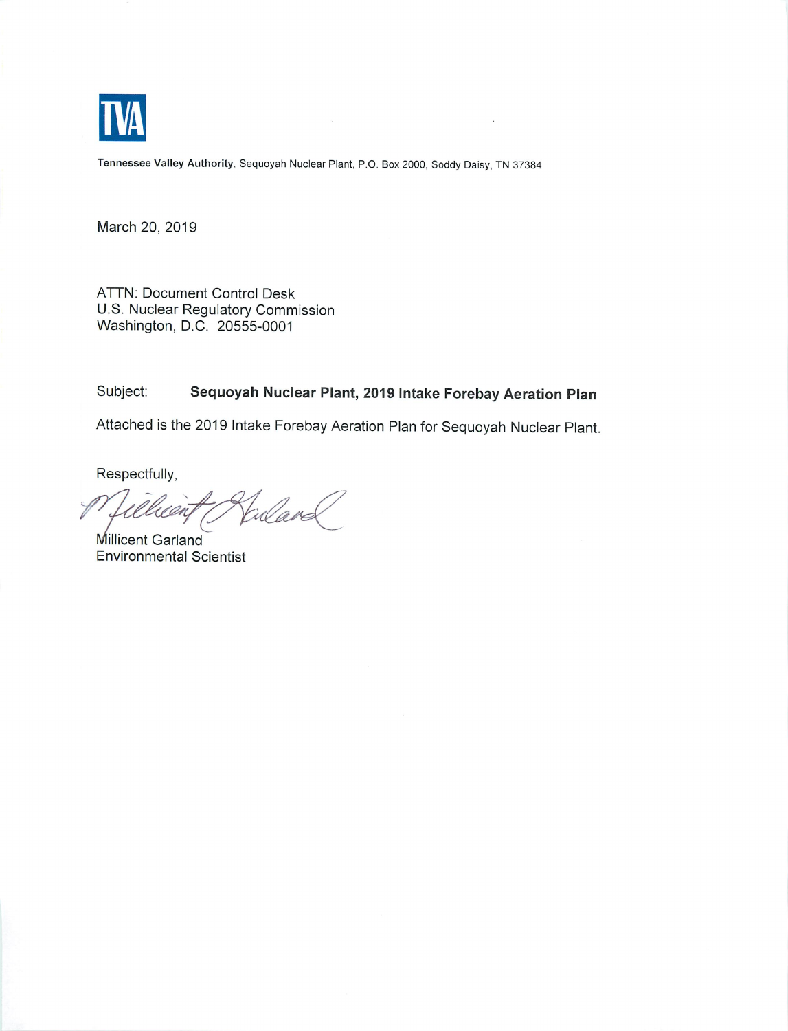TVA

**Tennessee Valley Authority**, Sequoyah Nuclear Plant, P.O. Box 2000, Soddy Daisy, TN 37384

March 20, 2019

ATTN: Document Control Desk
U.S. Nuclear Regulatory Commission
Washington, D.C. 20555-0001

Subject: **Sequoyah Nuclear Plant, 2019 Intake Forebay Aeration Plan**

Attached is the 2019 Intake Forebay Aeration Plan for Sequoyah Nuclear Plant.

Respectfully,

Millicent Garland
Environmental Scientist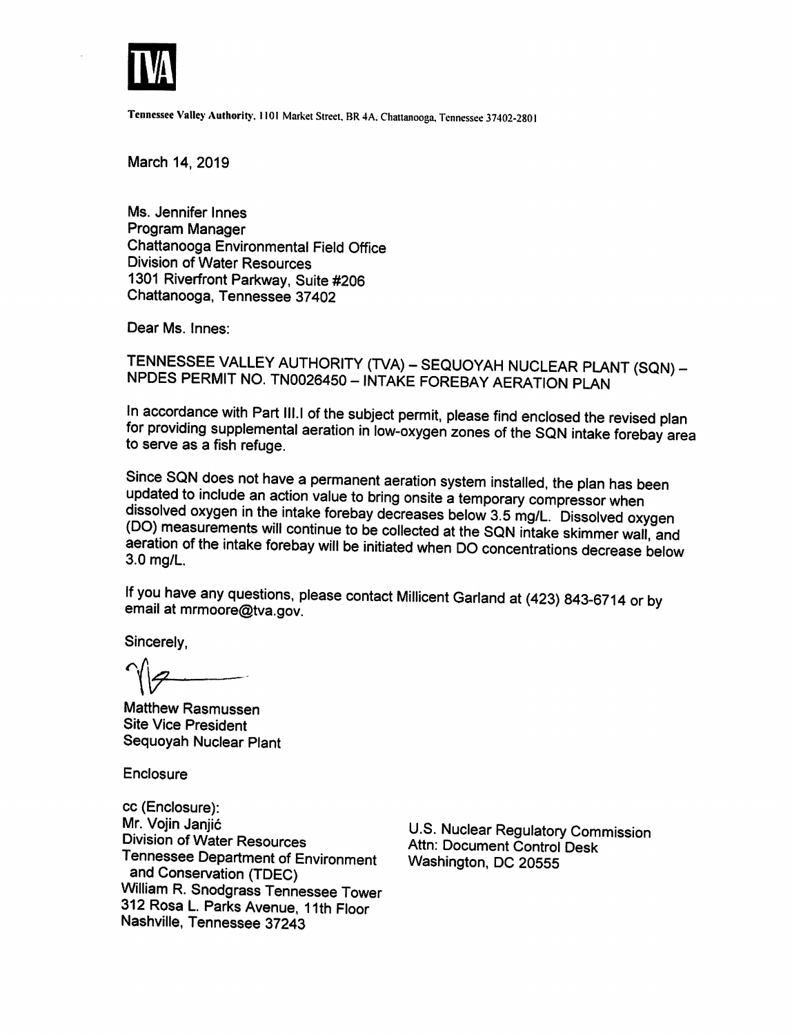TVA

Tennessee Valley Authority, 1101 Market Street, BR 4A, Chattanooga, Tennessee 37402-2801

March 14, 2019

Ms. Jennifer Innes
Program Manager
Chattanooga Environmental Field Office
Division of Water Resources
1301 Riverfront Parkway, Suite #206
Chattanooga, Tennessee 37402

Dear Ms. Innes:

TENNESSEE VALLEY AUTHORITY (TVA) – SEQUOYAH NUCLEAR PLANT (SQN) – NPDES PERMIT NO. TN0026450 – INTAKE FOREBAY AERATION PLAN

In accordance with Part III.I of the subject permit, please find enclosed the revised plan for providing supplemental aeration in low-oxygen zones of the SQN intake forebay area to serve as a fish refuge.

Since SQN does not have a permanent aeration system installed, the plan has been updated to include an action value to bring onsite a temporary compressor when dissolved oxygen in the intake forebay decreases below 3.5 mg/L. Dissolved oxygen (DO) measurements will continue to be collected at the SQN intake skimmer wall, and aeration of the intake forebay will be initiated when DO concentrations decrease below 3.0 mg/L.

If you have any questions, please contact Millicent Garland at (423) 843-6714 or by email at mrmoore@tva.gov.

Sincerely,

Matthew Rasmussen
Site Vice President
Sequoyah Nuclear Plant

Enclosure

cc (Enclosure):

Mr. Vojin Janjić
Division of Water Resources
Tennessee Department of Environment and Conservation (TDEC)
William R. Snodgrass Tennessee Tower
312 Rosa L. Parks Avenue, 11th Floor
Nashville, Tennessee 37243

U.S. Nuclear Regulatory Commission
Attn: Document Control Desk
Washington, DC 20555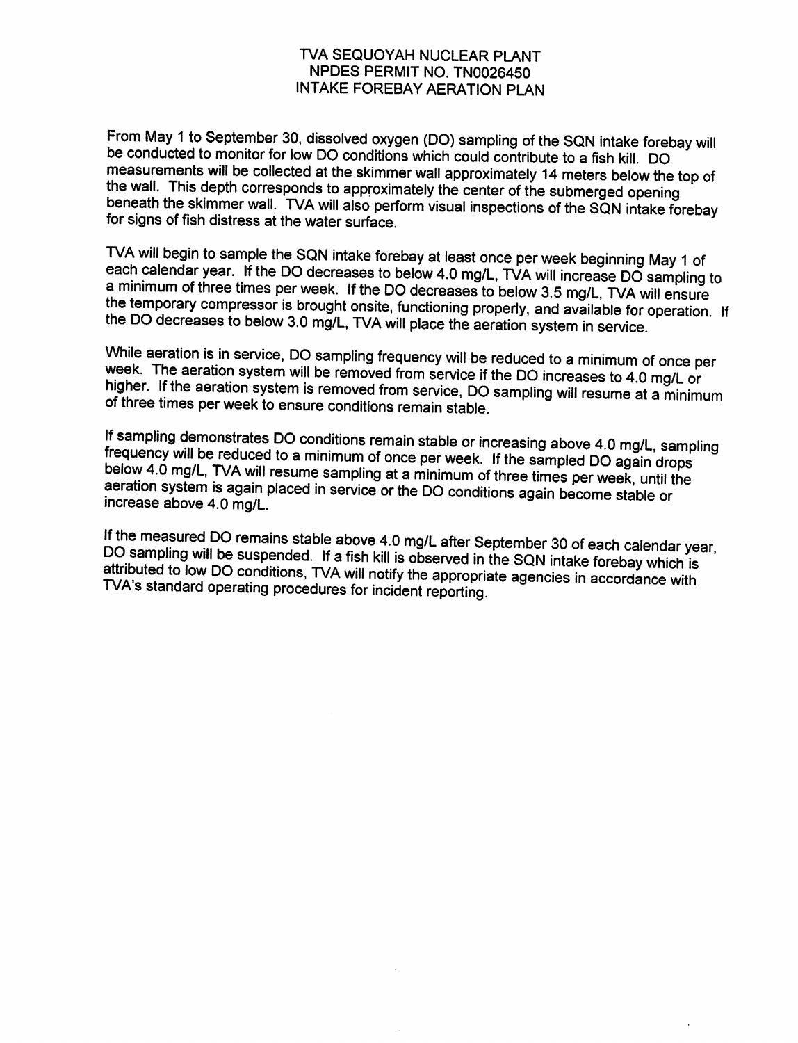# TVA SEQUOYAH NUCLEAR PLANT
## NPDES PERMIT NO. TN0026450
## INTAKE FOREBAY AERATION PLAN

From May 1 to September 30, dissolved oxygen (DO) sampling of the SQN intake forebay will be conducted to monitor for low DO conditions which could contribute to a fish kill. DO measurements will be collected at the skimmer wall approximately 14 meters below the top of the wall. This depth corresponds to approximately the center of the submerged opening beneath the skimmer wall. TVA will also perform visual inspections of the SQN intake forebay for signs of fish distress at the water surface.

TVA will begin to sample the SQN intake forebay at least once per week beginning May 1 of each calendar year. If the DO decreases to below 4.0 mg/L, TVA will increase DO sampling to a minimum of three times per week. If the DO decreases to below 3.5 mg/L, TVA will ensure the temporary compressor is brought onsite, functioning properly, and available for operation. If the DO decreases to below 3.0 mg/L, TVA will place the aeration system in service.

While aeration is in service, DO sampling frequency will be reduced to a minimum of once per week. The aeration system will be removed from service if the DO increases to 4.0 mg/L or higher. If the aeration system is removed from service, DO sampling will resume at a minimum of three times per week to ensure conditions remain stable.

If sampling demonstrates DO conditions remain stable or increasing above 4.0 mg/L, sampling frequency will be reduced to a minimum of once per week. If the sampled DO again drops below 4.0 mg/L, TVA will resume sampling at a minimum of three times per week, until the aeration system is again placed in service or the DO conditions again become stable or increase above 4.0 mg/L.

If the measured DO remains stable above 4.0 mg/L after September 30 of each calendar year, DO sampling will be suspended. If a fish kill is observed in the SQN intake forebay which is attributed to low DO conditions, TVA will notify the appropriate agencies in accordance with TVA's standard operating procedures for incident reporting.